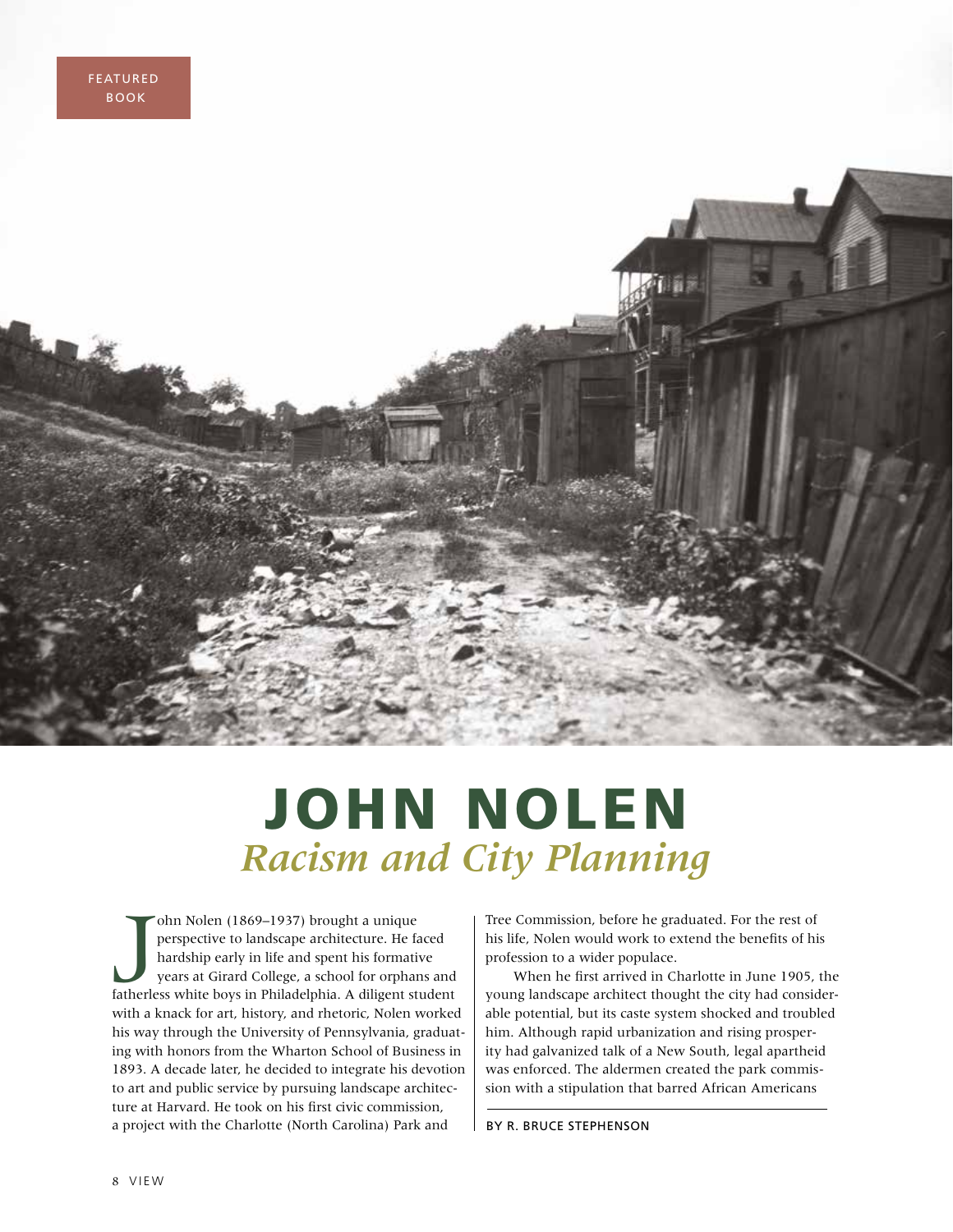FEATURED BOOK

# JOHN NOLEN

## *Racism and City Planning*

BY R. BRUCE STEPHENSON

John Nolen (1869–1937) brought a unique perspective to landscape architecture. He faced hardship early in life and spent his formative years at Girard College, a school for orphans and fatherless white boys in Philadelphia. A diligent student with a knack for art, history, and rhetoric, Nolen worked his way through the University of Pennsylvania, graduating with honors from the Wharton School of Business in 1893. A decade later, he decided to integrate his devotion to art and public service by pursuing landscape architecture at Harvard. He took on his first civic commission, a project with the Charlotte (North Carolina) Park and Tree Commission, before he graduated. For the rest of his life, Nolen would work to extend the benefits of his profession to a wider populace.

When he first arrived in Charlotte in June 1905, the young landscape architect thought the city had considerable potential, but its caste system shocked and troubled him. Although rapid urbanization and rising prosperity had galvanized talk of a New South, legal apartheid was enforced. The aldermen created the park commission with a stipulation that barred African Americans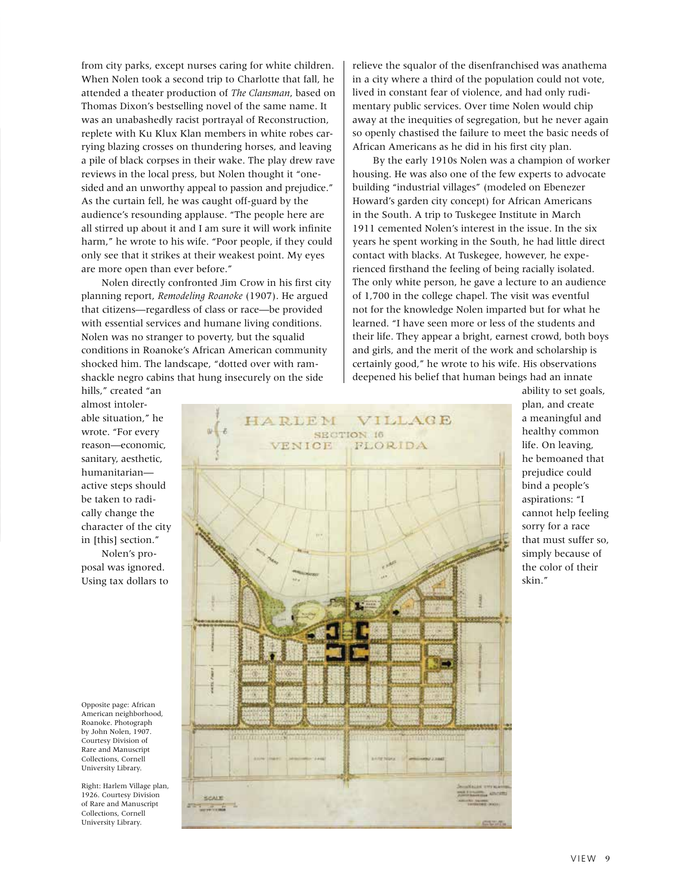from city parks, except nurses caring for white children. When Nolen took a second trip to Charlotte that fall, he attended a theater production of *The Clansman*, based on Thomas Dixon's bestselling novel of the same name. It was an unabashedly racist portrayal of Reconstruction, replete with Ku Klux Klan members in white robes carrying blazing crosses on thundering horses, and leaving a pile of black corpses in their wake. The play drew rave reviews in the local press, but Nolen thought it "one-sided and an unworthy appeal to passion and prejudice." As the curtain fell, he was caught off-guard by the audience's resounding applause. "The people here are all stirred up about it and I am sure it will work infinite harm," he wrote to his wife. "Poor people, if they could only see that it strikes at their weakest point. My eyes are more open than ever before."

Nolen directly confronted Jim Crow in his first city planning report, *Remodeling Roanoke* (1907). He argued that citizens—regardless of class or race—be provided with essential services and humane living conditions. Nolen was no stranger to poverty, but the squalid conditions in Roanoke's African American community shocked him. The landscape, "dotted over with ramshackle negro cabins that hung insecurely on the side hills," created "an almost intolerable situation," he wrote. "For every reason—economic, sanitary, aesthetic, humanitarian—active steps should be taken to radically change the character of the city in [this] section."

Nolen's proposal was ignored. Using tax dollars to relieve the squalor of the disenfranchised was anathema in a city where a third of the population could not vote, lived in constant fear of violence, and had only rudimentary public services. Over time Nolen would chip away at the inequities of segregation, but he never again so openly chastised the failure to meet the basic needs of African Americans as he did in his first city plan.

By the early 1910s Nolen was a champion of worker housing. He was also one of the few experts to advocate building "industrial villages" (modeled on Ebenezer Howard's garden city concept) for African Americans in the South. A trip to Tuskegee Institute in March 1911 cemented Nolen's interest in the issue. In the six years he spent working in the South, he had little direct contact with blacks. At Tuskegee, however, he experienced firsthand the feeling of being racially isolated. The only white person, he gave a lecture to an audience of 1,700 in the college chapel. The visit was eventful not for the knowledge Nolen imparted but for what he learned. "I have seen more or less of the students and their life. They appear a bright, earnest crowd, both boys and girls, and the merit of the work and scholarship is certainly good," he wrote to his wife. His observations deepened his belief that human beings had an innate ability to set goals, plan, and create a meaningful and healthy common life. On leaving, he bemoaned that prejudice could bind a people's aspirations: "I cannot help feeling sorry for a race that must suffer so, simply because of the color of their skin."

Opposite page: African American neighborhood, Roanoke. Photograph by John Nolen, 1907. Courtesy Division of Rare and Manuscript Collections, Cornell University Library.

Right: Harlem Village plan, 1926. Courtesy Division of Rare and Manuscript Collections, Cornell University Library.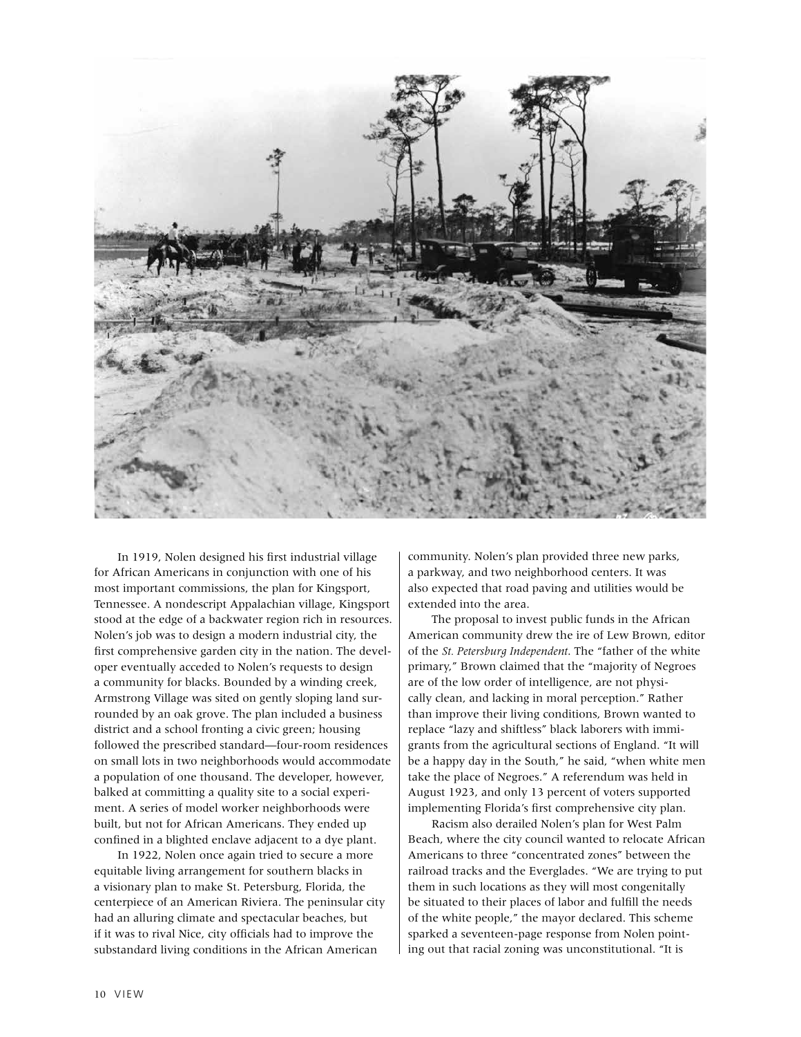In 1919, Nolen designed his first industrial village for African Americans in conjunction with one of his most important commissions, the plan for Kingsport, Tennessee. A nondescript Appalachian village, Kingsport stood at the edge of a backwater region rich in resources. Nolen's job was to design a modern industrial city, the first comprehensive garden city in the nation. The developer eventually acceded to Nolen's requests to design a community for blacks. Bounded by a winding creek, Armstrong Village was sited on gently sloping land surrounded by an oak grove. The plan included a business district and a school fronting a civic green; housing followed the prescribed standard—four-room residences on small lots in two neighborhoods would accommodate a population of one thousand. The developer, however, balked at committing a quality site to a social experiment. A series of model worker neighborhoods were built, but not for African Americans. They ended up confined in a blighted enclave adjacent to a dye plant.

In 1922, Nolen once again tried to secure a more equitable living arrangement for southern blacks in a visionary plan to make St. Petersburg, Florida, the centerpiece of an American Riviera. The peninsular city had an alluring climate and spectacular beaches, but if it was to rival Nice, city officials had to improve the substandard living conditions in the African American community. Nolen's plan provided three new parks, a parkway, and two neighborhood centers. It was also expected that road paving and utilities would be extended into the area.

The proposal to invest public funds in the African American community drew the ire of Lew Brown, editor of the *St. Petersburg Independent*. The "father of the white primary," Brown claimed that the "majority of Negroes are of the low order of intelligence, are not physically clean, and lacking in moral perception." Rather than improve their living conditions, Brown wanted to replace "lazy and shiftless" black laborers with immigrants from the agricultural sections of England. "It will be a happy day in the South," he said, "when white men take the place of Negroes." A referendum was held in August 1923, and only 13 percent of voters supported implementing Florida's first comprehensive city plan.

Racism also derailed Nolen's plan for West Palm Beach, where the city council wanted to relocate African Americans to three "concentrated zones" between the railroad tracks and the Everglades. "We are trying to put them in such locations as they will most congenitally be situated to their places of labor and fulfill the needs of the white people," the mayor declared. This scheme sparked a seventeen-page response from Nolen pointing out that racial zoning was unconstitutional. "It is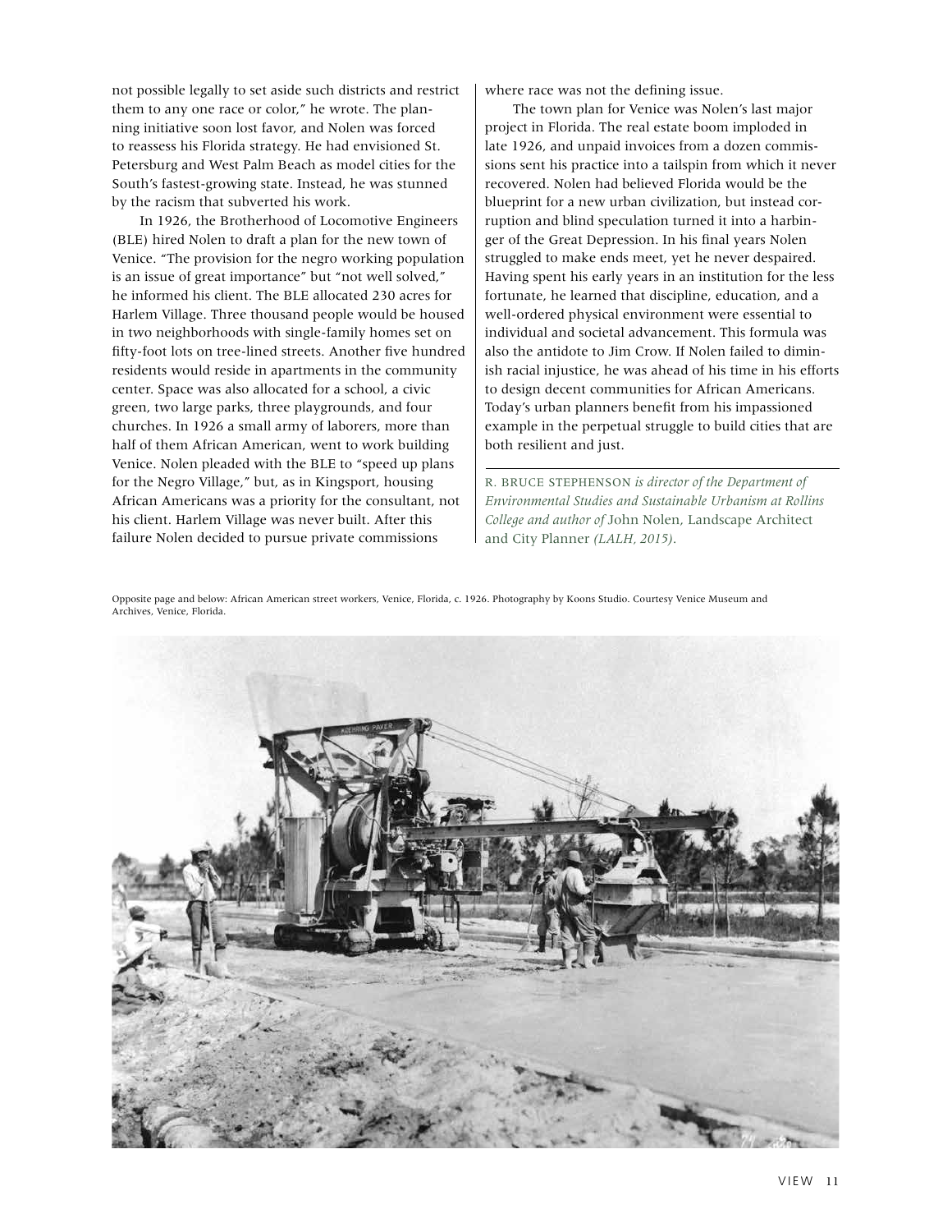not possible legally to set aside such districts and restrict them to any one race or color," he wrote. The planning initiative soon lost favor, and Nolen was forced to reassess his Florida strategy. He had envisioned St. Petersburg and West Palm Beach as model cities for the South's fastest-growing state. Instead, he was stunned by the racism that subverted his work.

In 1926, the Brotherhood of Locomotive Engineers (BLE) hired Nolen to draft a plan for the new town of Venice. "The provision for the negro working population is an issue of great importance" but "not well solved," he informed his client. The BLE allocated 230 acres for Harlem Village. Three thousand people would be housed in two neighborhoods with single-family homes set on fifty-foot lots on tree-lined streets. Another five hundred residents would reside in apartments in the community center. Space was also allocated for a school, a civic green, two large parks, three playgrounds, and four churches. In 1926 a small army of laborers, more than half of them African American, went to work building Venice. Nolen pleaded with the BLE to "speed up plans for the Negro Village," but, as in Kingsport, housing African Americans was a priority for the consultant, not his client. Harlem Village was never built. After this failure Nolen decided to pursue private commissions where race was not the defining issue.

The town plan for Venice was Nolen's last major project in Florida. The real estate boom imploded in late 1926, and unpaid invoices from a dozen commissions sent his practice into a tailspin from which it never recovered. Nolen had believed Florida would be the blueprint for a new urban civilization, but instead corruption and blind speculation turned it into a harbinger of the Great Depression. In his final years Nolen struggled to make ends meet, yet he never despaired. Having spent his early years in an institution for the less fortunate, he learned that discipline, education, and a well-ordered physical environment were essential to individual and societal advancement. This formula was also the antidote to Jim Crow. If Nolen failed to diminish racial injustice, he was ahead of his time in his efforts to design decent communities for African Americans. Today's urban planners benefit from his impassioned example in the perpetual struggle to build cities that are both resilient and just.

---

R. BRUCE STEPHENSON *is director of the Department of Environmental Studies and Sustainable Urbanism at Rollins College and author of* John Nolen, Landscape Architect and City Planner *(LALH, 2015).*

Opposite page and below: African American street workers, Venice, Florida, c. 1926. Photography by Koons Studio. Courtesy Venice Museum and Archives, Venice, Florida.